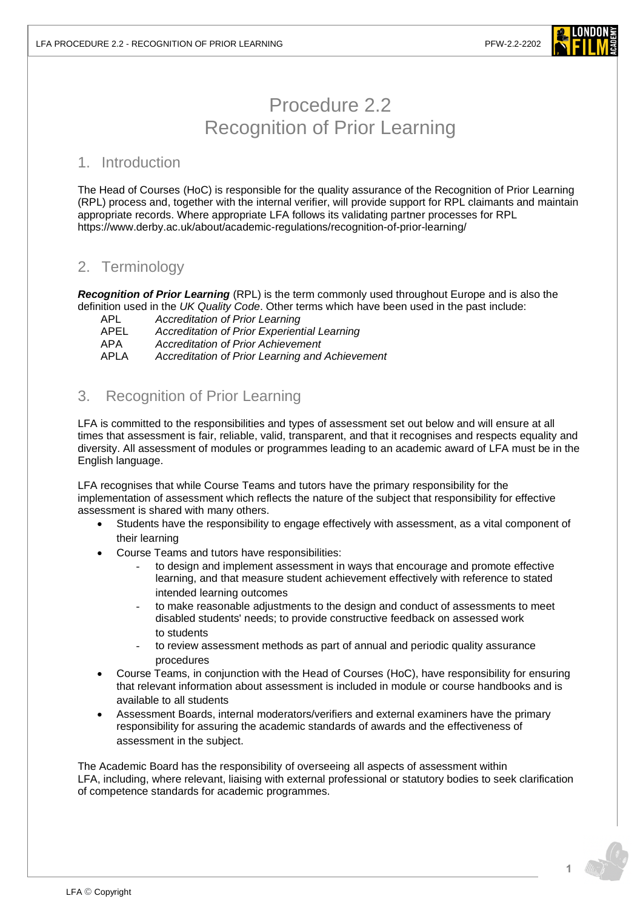# Procedure 2.2
# Recognition of Prior Learning

## 1. Introduction

The Head of Courses (HoC) is responsible for the quality assurance of the Recognition of Prior Learning (RPL) process and, together with the internal verifier, will provide support for RPL claimants and maintain appropriate records. Where appropriate LFA follows its validating partner processes for RPL https://www.derby.ac.uk/about/academic-regulations/recognition-of-prior-learning/

## 2. Terminology

***Recognition of Prior Learning*** (RPL) is the term commonly used throughout Europe and is also the definition used in the *UK Quality Code*. Other terms which have been used in the past include:

| | |
|---|---|
| APL | *Accreditation of Prior Learning* |
| APEL | *Accreditation of Prior Experiential Learning* |
| APA | *Accreditation of Prior Achievement* |
| APLA | *Accreditation of Prior Learning and Achievement* |

## 3. Recognition of Prior Learning

LFA is committed to the responsibilities and types of assessment set out below and will ensure at all times that assessment is fair, reliable, valid, transparent, and that it recognises and respects equality and diversity. All assessment of modules or programmes leading to an academic award of LFA must be in the English language.

LFA recognises that while Course Teams and tutors have the primary responsibility for the implementation of assessment which reflects the nature of the subject that responsibility for effective assessment is shared with many others.

- Students have the responsibility to engage effectively with assessment, as a vital component of their learning
- Course Teams and tutors have responsibilities:
    - to design and implement assessment in ways that encourage and promote effective learning, and that measure student achievement effectively with reference to stated intended learning outcomes
    - to make reasonable adjustments to the design and conduct of assessments to meet disabled students' needs; to provide constructive feedback on assessed work to students
    - to review assessment methods as part of annual and periodic quality assurance procedures
- Course Teams, in conjunction with the Head of Courses (HoC), have responsibility for ensuring that relevant information about assessment is included in module or course handbooks and is available to all students
- Assessment Boards, internal moderators/verifiers and external examiners have the primary responsibility for assuring the academic standards of awards and the effectiveness of assessment in the subject.

The Academic Board has the responsibility of overseeing all aspects of assessment within LFA, including, where relevant, liaising with external professional or statutory bodies to seek clarification of competence standards for academic programmes.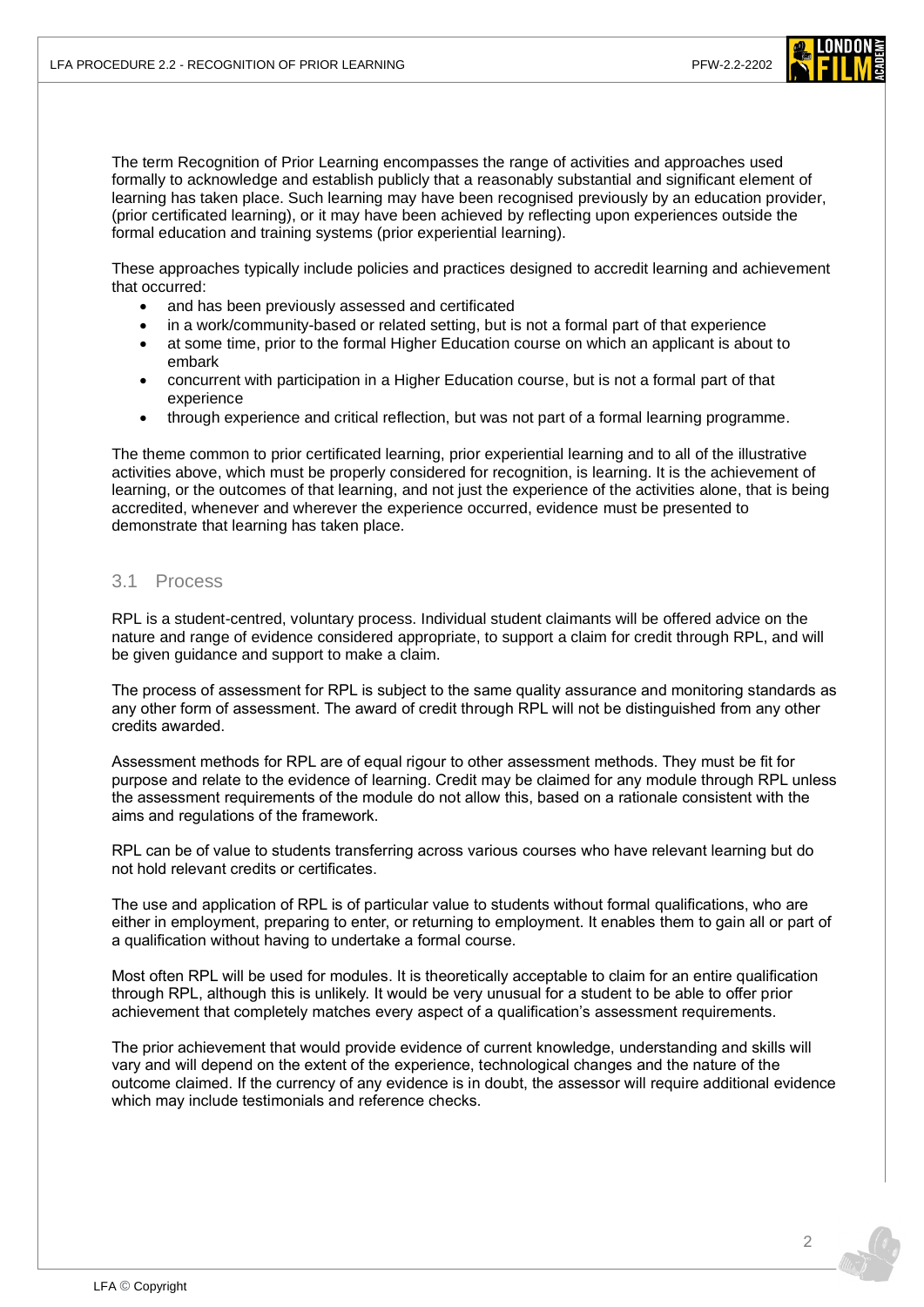The term Recognition of Prior Learning encompasses the range of activities and approaches used formally to acknowledge and establish publicly that a reasonably substantial and significant element of learning has taken place. Such learning may have been recognised previously by an education provider, (prior certificated learning), or it may have been achieved by reflecting upon experiences outside the formal education and training systems (prior experiential learning).

These approaches typically include policies and practices designed to accredit learning and achievement that occurred:

- and has been previously assessed and certificated
- in a work/community-based or related setting, but is not a formal part of that experience
- at some time, prior to the formal Higher Education course on which an applicant is about to embark
- concurrent with participation in a Higher Education course, but is not a formal part of that experience
- through experience and critical reflection, but was not part of a formal learning programme.

The theme common to prior certificated learning, prior experiential learning and to all of the illustrative activities above, which must be properly considered for recognition, is learning. It is the achievement of learning, or the outcomes of that learning, and not just the experience of the activities alone, that is being accredited, whenever and wherever the experience occurred, evidence must be presented to demonstrate that learning has taken place.

## 3.1 Process

RPL is a student-centred, voluntary process. Individual student claimants will be offered advice on the nature and range of evidence considered appropriate, to support a claim for credit through RPL, and will be given guidance and support to make a claim.

The process of assessment for RPL is subject to the same quality assurance and monitoring standards as any other form of assessment. The award of credit through RPL will not be distinguished from any other credits awarded.

Assessment methods for RPL are of equal rigour to other assessment methods. They must be fit for purpose and relate to the evidence of learning. Credit may be claimed for any module through RPL unless the assessment requirements of the module do not allow this, based on a rationale consistent with the aims and regulations of the framework.

RPL can be of value to students transferring across various courses who have relevant learning but do not hold relevant credits or certificates.

The use and application of RPL is of particular value to students without formal qualifications, who are either in employment, preparing to enter, or returning to employment. It enables them to gain all or part of a qualification without having to undertake a formal course.

Most often RPL will be used for modules. It is theoretically acceptable to claim for an entire qualification through RPL, although this is unlikely. It would be very unusual for a student to be able to offer prior achievement that completely matches every aspect of a qualification's assessment requirements.

The prior achievement that would provide evidence of current knowledge, understanding and skills will vary and will depend on the extent of the experience, technological changes and the nature of the outcome claimed. If the currency of any evidence is in doubt, the assessor will require additional evidence which may include testimonials and reference checks.